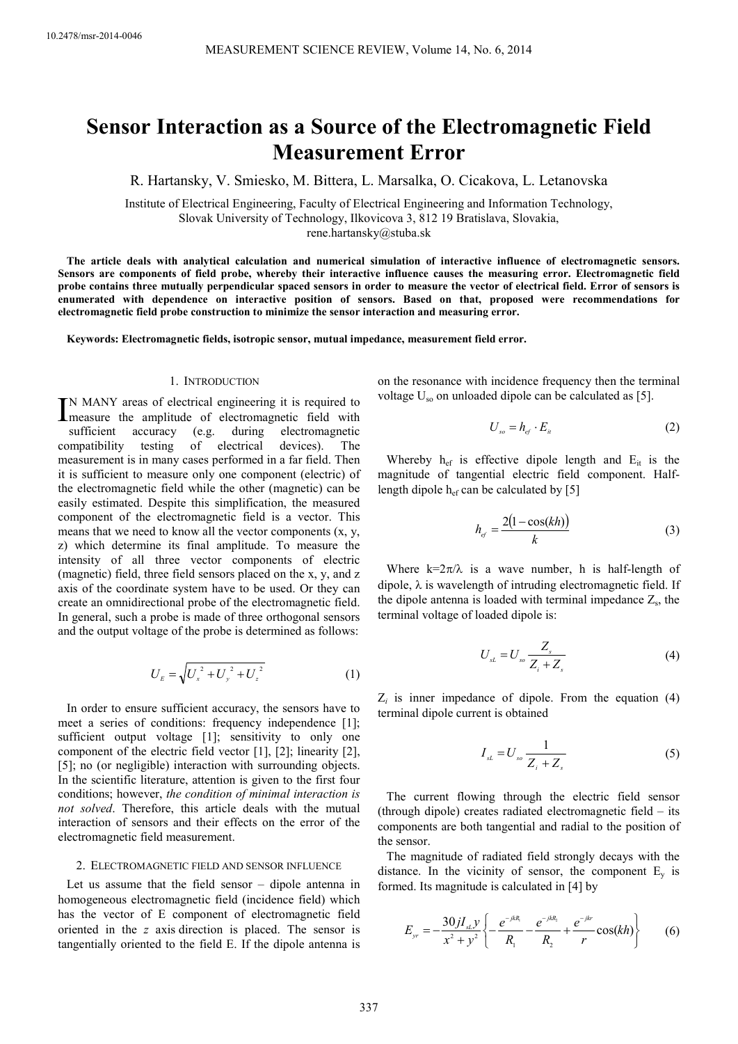10.2478/msr-2014-0046

# Sensor Interaction as a Source of the Electromagnetic Field Measurement Error

R. Hartansky, V. Smiesko, M. Bittera, L. Marsalka, O. Cicakova, L. Letanovska

Institute of Electrical Engineering, Faculty of Electrical Engineering and Information Technology, Slovak University of Technology, Ilkovicova 3, 812 19 Bratislava, Slovakia, rene.hartansky@stuba.sk

**The article deals with analytical calculation and numerical simulation of interactive influence of electromagnetic sensors. Sensors are components of field probe, whereby their interactive influence causes the measuring error. Electromagnetic field probe contains three mutually perpendicular spaced sensors in order to measure the vector of electrical field. Error of sensors is enumerated with dependence on interactive position of sensors. Based on that, proposed were recommendations for electromagnetic field probe construction to minimize the sensor interaction and measuring error.**

**Keywords: Electromagnetic fields, isotropic sensor, mutual impedance, measurement field error.**

## 1. Introduction

In many areas of electrical engineering it is required to measure the amplitude of electromagnetic field with sufficient accuracy (e.g. during electromagnetic compatibility testing of electrical devices). The measurement is in many cases performed in a far field. Then it is sufficient to measure only one component (electric) of the electromagnetic field while the other (magnetic) can be easily estimated. Despite this simplification, the measured component of the electromagnetic field is a vector. This means that we need to know all the vector components (x, y, z) which determine its final amplitude. To measure the intensity of all three vector components of electric (magnetic) field, three field sensors placed on the x, y, and z axis of the coordinate system have to be used. Or they can create an omnidirectional probe of the electromagnetic field. In general, such a probe is made of three orthogonal sensors and the output voltage of the probe is determined as follows:

$$U_E = \sqrt{U_x^{\,2} + U_y^{\,2} + U_z^{\,2}} \tag{1}$$

In order to ensure sufficient accuracy, the sensors have to meet a series of conditions: frequency independence [1]; sufficient output voltage [1]; sensitivity to only one component of the electric field vector [1], [2]; linearity [2], [5]; no (or negligible) interaction with surrounding objects. In the scientific literature, attention is given to the first four conditions; however, *the condition of minimal interaction is not solved*. Therefore, this article deals with the mutual interaction of sensors and their effects on the error of the electromagnetic field measurement.

## 2. Electromagnetic field and sensor influence

Let us assume that the field sensor – dipole antenna in homogeneous electromagnetic field (incidence field) which has the vector of E component of electromagnetic field oriented in the z axis direction is placed. The sensor is tangentially oriented to the field E. If the dipole antenna is on the resonance with incidence frequency then the terminal voltage $U_{so}$ on unloaded dipole can be calculated as [5].

$$U_{so} = h_{ef} \cdot E_{it} \tag{2}$$

Whereby $h_{ef}$ is effective dipole length and $E_{it}$ is the magnitude of tangential electric field component. Half-length dipole $h_{ef}$ can be calculated by [5]

$$h_{ef} = \frac{2\left(1-\cos(kh)\right)}{k} \tag{3}$$

Where $k=2\pi/\lambda$ is a wave number, h is half-length of dipole, $\lambda$ is wavelength of intruding electromagnetic field. If the dipole antenna is loaded with terminal impedance $Z_s$, the terminal voltage of loaded dipole is:

$$U_{sL} = U_{so}\frac{Z_s}{Z_i + Z_s} \tag{4}$$

$Z_i$ is inner impedance of dipole. From the equation (4) terminal dipole current is obtained

$$I_{sL} = U_{so}\frac{1}{Z_i + Z_s} \tag{5}$$

The current flowing through the electric field sensor (through dipole) creates radiated electromagnetic field – its components are both tangential and radial to the position of the sensor.

The magnitude of radiated field strongly decays with the distance. In the vicinity of sensor, the component $E_y$ is formed. Its magnitude is calculated in [4] by

$$E_{yr} = -\frac{30 j I_{sL} y}{x^2 + y^2}\left\{-\frac{e^{-jkR_1}}{R_1} - \frac{e^{-jkR_2}}{R_2} + \frac{e^{-jkr}}{r}\cos(kh)\right\} \tag{6}$$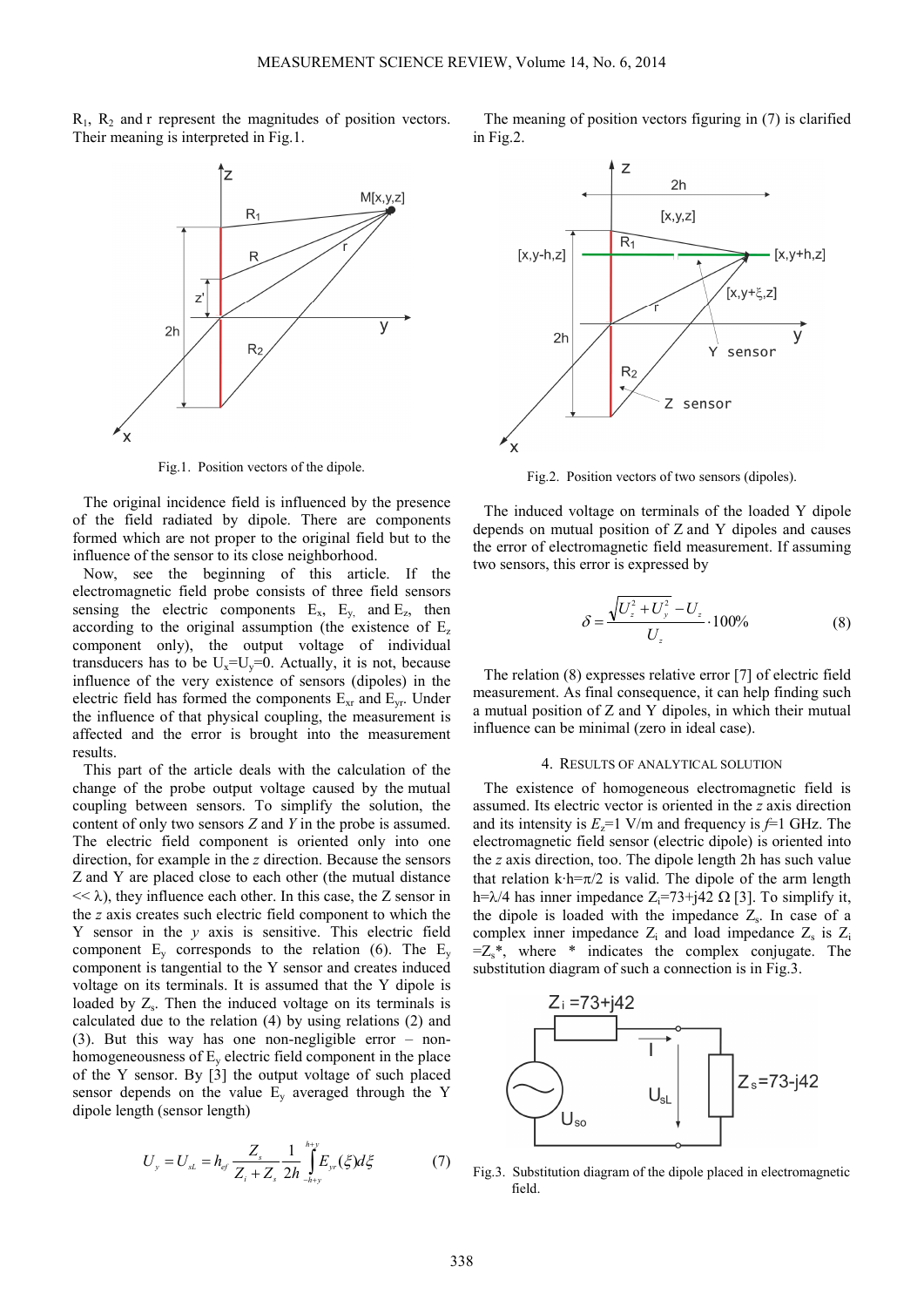$R_1$, $R_2$ and r represent the magnitudes of position vectors. Their meaning is interpreted in Fig.1.

Fig.1. Position vectors of the dipole.

The original incidence field is influenced by the presence of the field radiated by dipole. There are components formed which are not proper to the original field but to the influence of the sensor to its close neighborhood.

Now, see the beginning of this article. If the electromagnetic field probe consists of three field sensors sensing the electric components $E_x$, $E_y$, and $E_z$, then according to the original assumption (the existence of $E_z$ component only), the output voltage of individual transducers has to be $U_x$=$U_y$=0. Actually, it is not, because influence of the very existence of sensors (dipoles) in the electric field has formed the components $E_{xr}$ and $E_{yr}$. Under the influence of that physical coupling, the measurement is affected and the error is brought into the measurement results.

This part of the article deals with the calculation of the change of the probe output voltage caused by the mutual coupling between sensors. To simplify the solution, the content of only two sensors *Z* and *Y* in the probe is assumed. The electric field component is oriented only into one direction, for example in the *z* direction. Because the sensors Z and Y are placed close to each other (the mutual distance << λ), they influence each other. In this case, the Z sensor in the *z* axis creates such electric field component to which the Y sensor in the *y* axis is sensitive. This electric field component $E_y$ corresponds to the relation (6). The $E_y$ component is tangential to the Y sensor and creates induced voltage on its terminals. It is assumed that the Y dipole is loaded by $Z_s$. Then the induced voltage on its terminals is calculated due to the relation (4) by using relations (2) and (3). But this way has one non-negligible error – non-homogeneousness of $E_y$ electric field component in the place of the Y sensor. By [3] the output voltage of such placed sensor depends on the value $E_y$ averaged through the Y dipole length (sensor length)

$$U_y = U_{sL} = h_{ef}\frac{Z_s}{Z_i + Z_s}\frac{1}{2h}\int_{-h+y}^{h+y} E_{yr}(\xi)d\xi \tag{7}$$

The meaning of position vectors figuring in (7) is clarified in Fig.2.

Fig.2. Position vectors of two sensors (dipoles).

The induced voltage on terminals of the loaded Y dipole depends on mutual position of Z and Y dipoles and causes the error of electromagnetic field measurement. If assuming two sensors, this error is expressed by

$$\delta = \frac{\sqrt{U_z^2 + U_y^2} - U_z}{U_z}\cdot 100\% \tag{8}$$

The relation (8) expresses relative error [7] of electric field measurement. As final consequence, it can help finding such a mutual position of Z and Y dipoles, in which their mutual influence can be minimal (zero in ideal case).

## 4. Results of analytical solution

The existence of homogeneous electromagnetic field is assumed. Its electric vector is oriented in the *z* axis direction and its intensity is $E_z$=1 V/m and frequency is *f*=1 GHz. The electromagnetic field sensor (electric dipole) is oriented into the *z* axis direction, too. The dipole length 2h has such value that relation $k\cdot h=\pi/2$ is valid. The dipole of the arm length h=λ/4 has inner impedance $Z_i$=73+j42 Ω [3]. To simplify it, the dipole is loaded with the impedance $Z_s$. In case of a complex inner impedance $Z_i$ and load impedance $Z_s$ is $Z_i$ =$Z_s$*, where * indicates the complex conjugate. The substitution diagram of such a connection is in Fig.3.

Fig.3. Substitution diagram of the dipole placed in electromagnetic field.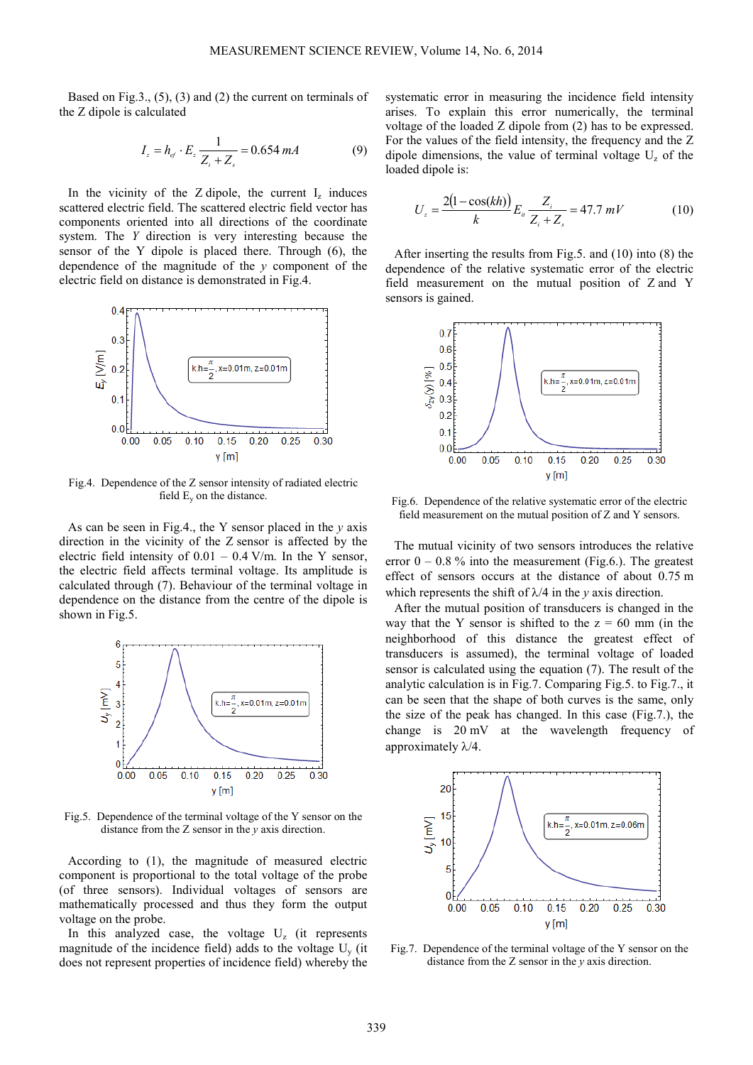Based on Fig.3., (5), (3) and (2) the current on terminals of the Z dipole is calculated

$$I_z = h_{ef} \cdot E_z \frac{1}{Z_i + Z_s} = 0.654\ mA \tag{9}$$

In the vicinity of the Z dipole, the current $I_z$ induces scattered electric field. The scattered electric field vector has components oriented into all directions of the coordinate system. The *Y* direction is very interesting because the sensor of the Y dipole is placed there. Through (6), the dependence of the magnitude of the *y* component of the electric field on distance is demonstrated in Fig.4.

Fig.4. Dependence of the Z sensor intensity of radiated electric field $E_y$ on the distance.

As can be seen in Fig.4., the Y sensor placed in the *y* axis direction in the vicinity of the Z sensor is affected by the electric field intensity of 0.01 – 0.4 V/m. In the Y sensor, the electric field affects terminal voltage. Its amplitude is calculated through (7). Behaviour of the terminal voltage in dependence on the distance from the centre of the dipole is shown in Fig.5.

Fig.5. Dependence of the terminal voltage of the Y sensor on the distance from the Z sensor in the y axis direction.

According to (1), the magnitude of measured electric component is proportional to the total voltage of the probe (of three sensors). Individual voltages of sensors are mathematically processed and thus they form the output voltage on the probe.

In this analyzed case, the voltage $U_z$ (it represents magnitude of the incidence field) adds to the voltage $U_y$ (it does not represent properties of incidence field) whereby the systematic error in measuring the incidence field intensity arises. To explain this error numerically, the terminal voltage of the loaded Z dipole from (2) has to be expressed. For the values of the field intensity, the frequency and the Z dipole dimensions, the value of terminal voltage $U_z$ of the loaded dipole is:

$$U_z = \frac{2(1 - \cos(kh))}{k} E_{ii} \frac{Z_i}{Z_i + Z_s} = 47.7\ mV \tag{10}$$

After inserting the results from Fig.5. and (10) into (8) the dependence of the relative systematic error of the electric field measurement on the mutual position of Z and Y sensors is gained.

Fig.6. Dependence of the relative systematic error of the electric field measurement on the mutual position of Z and Y sensors.

The mutual vicinity of two sensors introduces the relative error 0 – 0.8 % into the measurement (Fig.6.). The greatest effect of sensors occurs at the distance of about 0.75 m which represents the shift of λ/4 in the *y* axis direction.

After the mutual position of transducers is changed in the way that the Y sensor is shifted to the z = 60 mm (in the neighborhood of this distance the greatest effect of transducers is assumed), the terminal voltage of loaded sensor is calculated using the equation (7). The result of the analytic calculation is in Fig.7. Comparing Fig.5. to Fig.7., it can be seen that the shape of both curves is the same, only the size of the peak has changed. In this case (Fig.7.), the change is 20 mV at the wavelength frequency of approximately λ/4.

Fig.7. Dependence of the terminal voltage of the Y sensor on the distance from the Z sensor in the *y* axis direction.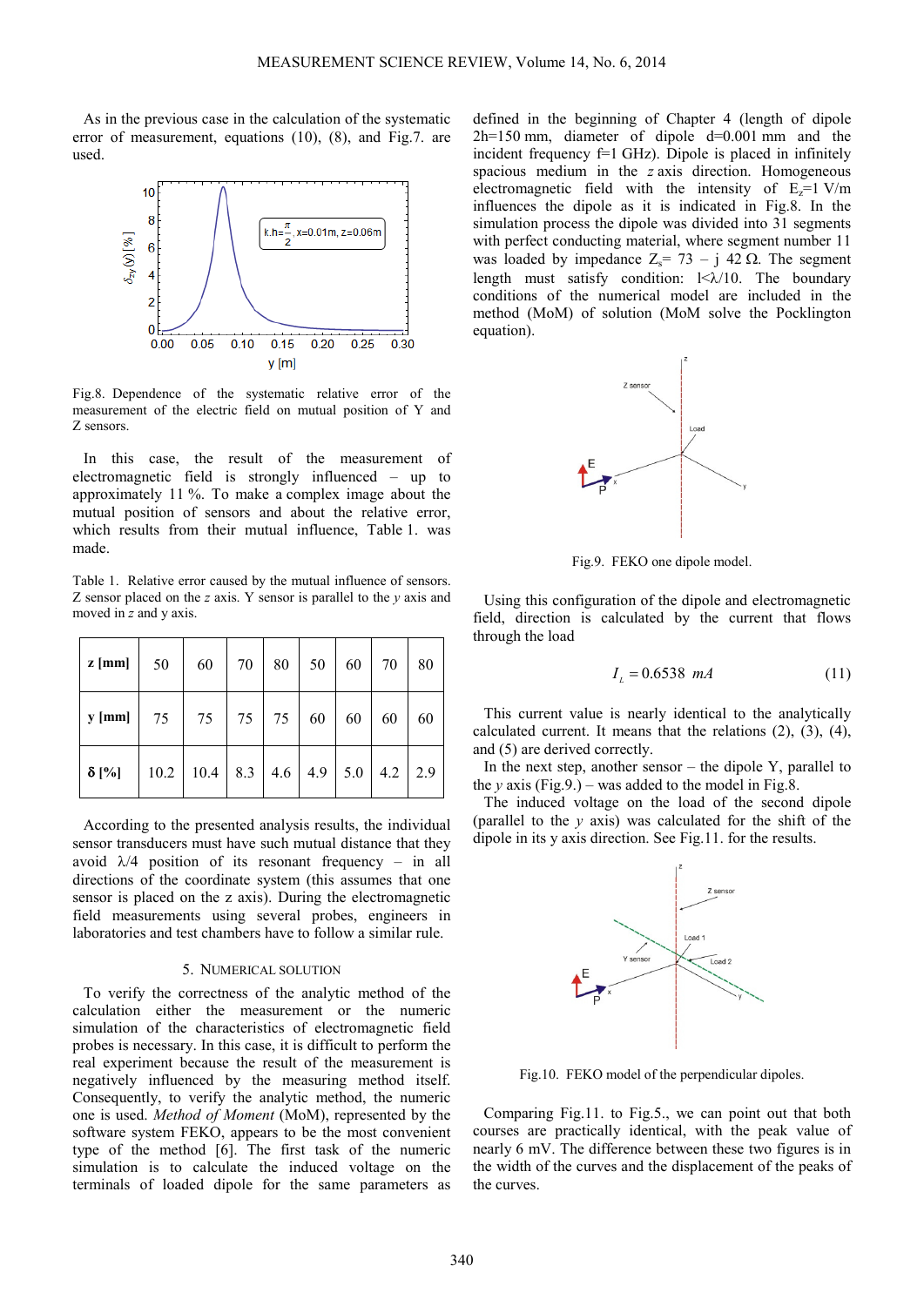As in the previous case in the calculation of the systematic error of measurement, equations (10), (8), and Fig.7. are used.

Fig.8. Dependence of the systematic relative error of the measurement of the electric field on mutual position of Y and Z sensors.

In this case, the result of the measurement of electromagnetic field is strongly influenced – up to approximately 11 %. To make a complex image about the mutual position of sensors and about the relative error, which results from their mutual influence, Table 1. was made.

Table 1. Relative error caused by the mutual influence of sensors. Z sensor placed on the *z* axis. Y sensor is parallel to the *y* axis and moved in *z* and y axis.

| z [mm] | 50 | 60 | 70 | 80 | 50 | 60 | 70 | 80 |
|---|---|---|---|---|---|---|---|---|
| y [mm] | 75 | 75 | 75 | 75 | 60 | 60 | 60 | 60 |
| δ [%] | 10.2 | 10.4 | 8.3 | 4.6 | 4.9 | 5.0 | 4.2 | 2.9 |

According to the presented analysis results, the individual sensor transducers must have such mutual distance that they avoid $\lambda/4$ position of its resonant frequency – in all directions of the coordinate system (this assumes that one sensor is placed on the z axis). During the electromagnetic field measurements using several probes, engineers in laboratories and test chambers have to follow a similar rule.

## 5. Numerical Solution

To verify the correctness of the analytic method of the calculation either the measurement or the numeric simulation of the characteristics of electromagnetic field probes is necessary. In this case, it is difficult to perform the real experiment because the result of the measurement is negatively influenced by the measuring method itself. Consequently, to verify the analytic method, the numeric one is used. *Method of Moment* (MoM), represented by the software system FEKO, appears to be the most convenient type of the method [6]. The first task of the numeric simulation is to calculate the induced voltage on the terminals of loaded dipole for the same parameters as defined in the beginning of Chapter 4 (length of dipole 2h=150 mm, diameter of dipole d=0.001 mm and the incident frequency f=1 GHz). Dipole is placed in infinitely spacious medium in the *z* axis direction. Homogeneous electromagnetic field with the intensity of $E_z$=1 V/m influences the dipole as it is indicated in Fig.8. In the simulation process the dipole was divided into 31 segments with perfect conducting material, where segment number 11 was loaded by impedance $Z_s$= 73 – j 42 Ω. The segment length must satisfy condition: $l<\lambda/10$. The boundary conditions of the numerical model are included in the method (MoM) of solution (MoM solve the Pocklington equation).

Fig.9. FEKO one dipole model.

Using this configuration of the dipole and electromagnetic field, direction is calculated by the current that flows through the load

$$I_L = 0.6538 \;\; mA \qquad (11)$$

This current value is nearly identical to the analytically calculated current. It means that the relations (2), (3), (4), and (5) are derived correctly.

In the next step, another sensor – the dipole Y, parallel to the *y* axis (Fig.9.) – was added to the model in Fig.8.

The induced voltage on the load of the second dipole (parallel to the *y* axis) was calculated for the shift of the dipole in its y axis direction. See Fig.11. for the results.

Fig.10. FEKO model of the perpendicular dipoles.

Comparing Fig.11. to Fig.5., we can point out that both courses are practically identical, with the peak value of nearly 6 mV. The difference between these two figures is in the width of the curves and the displacement of the peaks of the curves.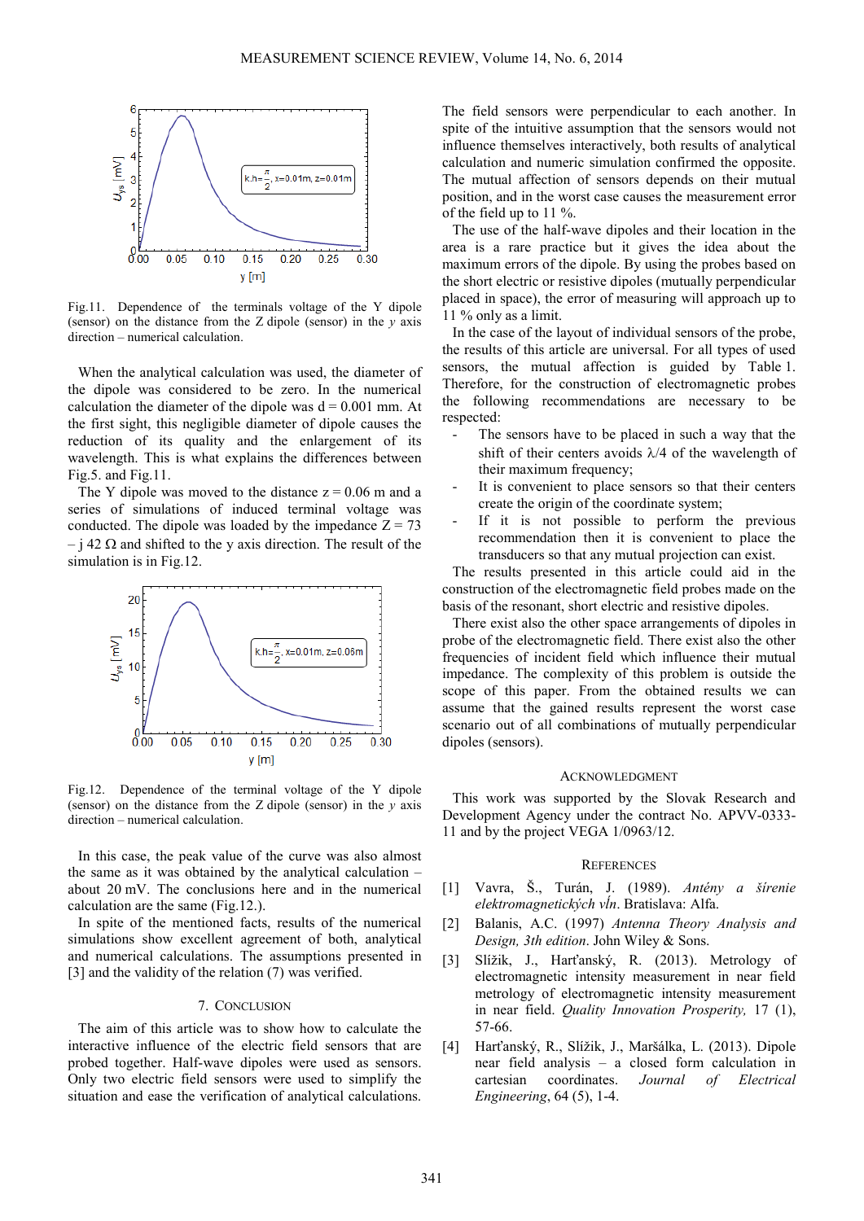Fig.11. Dependence of the terminals voltage of the Y dipole (sensor) on the distance from the Z dipole (sensor) in the *y* axis direction – numerical calculation.

When the analytical calculation was used, the diameter of the dipole was considered to be zero. In the numerical calculation the diameter of the dipole was d = 0.001 mm. At the first sight, this negligible diameter of dipole causes the reduction of its quality and the enlargement of its wavelength. This is what explains the differences between Fig.5. and Fig.11.

The Y dipole was moved to the distance z = 0.06 m and a series of simulations of induced terminal voltage was conducted. The dipole was loaded by the impedance Z = 73 – j 42 Ω and shifted to the y axis direction. The result of the simulation is in Fig.12.

Fig.12. Dependence of the terminal voltage of the Y dipole (sensor) on the distance from the Z dipole (sensor) in the *y* axis direction – numerical calculation.

In this case, the peak value of the curve was also almost the same as it was obtained by the analytical calculation – about 20 mV. The conclusions here and in the numerical calculation are the same (Fig.12.).

In spite of the mentioned facts, results of the numerical simulations show excellent agreement of both, analytical and numerical calculations. The assumptions presented in [3] and the validity of the relation (7) was verified.

## 7. Conclusion

The aim of this article was to show how to calculate the interactive influence of the electric field sensors that are probed together. Half-wave dipoles were used as sensors. Only two electric field sensors were used to simplify the situation and ease the verification of analytical calculations.

The field sensors were perpendicular to each another. In spite of the intuitive assumption that the sensors would not influence themselves interactively, both results of analytical calculation and numeric simulation confirmed the opposite. The mutual affection of sensors depends on their mutual position, and in the worst case causes the measurement error of the field up to 11 %.

The use of the half-wave dipoles and their location in the area is a rare practice but it gives the idea about the maximum errors of the dipole. By using the probes based on the short electric or resistive dipoles (mutually perpendicular placed in space), the error of measuring will approach up to 11 % only as a limit.

In the case of the layout of individual sensors of the probe, the results of this article are universal. For all types of used sensors, the mutual affection is guided by Table 1. Therefore, for the construction of electromagnetic probes the following recommendations are necessary to be respected:

- The sensors have to be placed in such a way that the shift of their centers avoids λ/4 of the wavelength of their maximum frequency;
- It is convenient to place sensors so that their centers create the origin of the coordinate system;
- If it is not possible to perform the previous recommendation then it is convenient to place the transducers so that any mutual projection can exist.

The results presented in this article could aid in the construction of the electromagnetic field probes made on the basis of the resonant, short electric and resistive dipoles.

There exist also the other space arrangements of dipoles in probe of the electromagnetic field. There exist also the other frequencies of incident field which influence their mutual impedance. The complexity of this problem is outside the scope of this paper. From the obtained results we can assume that the gained results represent the worst case scenario out of all combinations of mutually perpendicular dipoles (sensors).

## Acknowledgment

This work was supported by the Slovak Research and Development Agency under the contract No. APVV-0333-11 and by the project VEGA 1/0963/12.

## References

[1] Vavra, Š., Turán, J. (1989). *Antény a šírenie elektromagnetických vĺn*. Bratislava: Alfa.

[2] Balanis, A.C. (1997) *Antenna Theory Analysis and Design, 3th edition*. John Wiley & Sons.

[3] Slížik, J., Harťanský, R. (2013). Metrology of electromagnetic intensity measurement in near field metrology of electromagnetic intensity measurement in near field. *Quality Innovation Prosperity,* 17 (1), 57-66.

[4] Harťanský, R., Slížik, J., Maršálka, L. (2013). Dipole near field analysis – a closed form calculation in cartesian coordinates. *Journal of Electrical Engineering*, 64 (5), 1-4.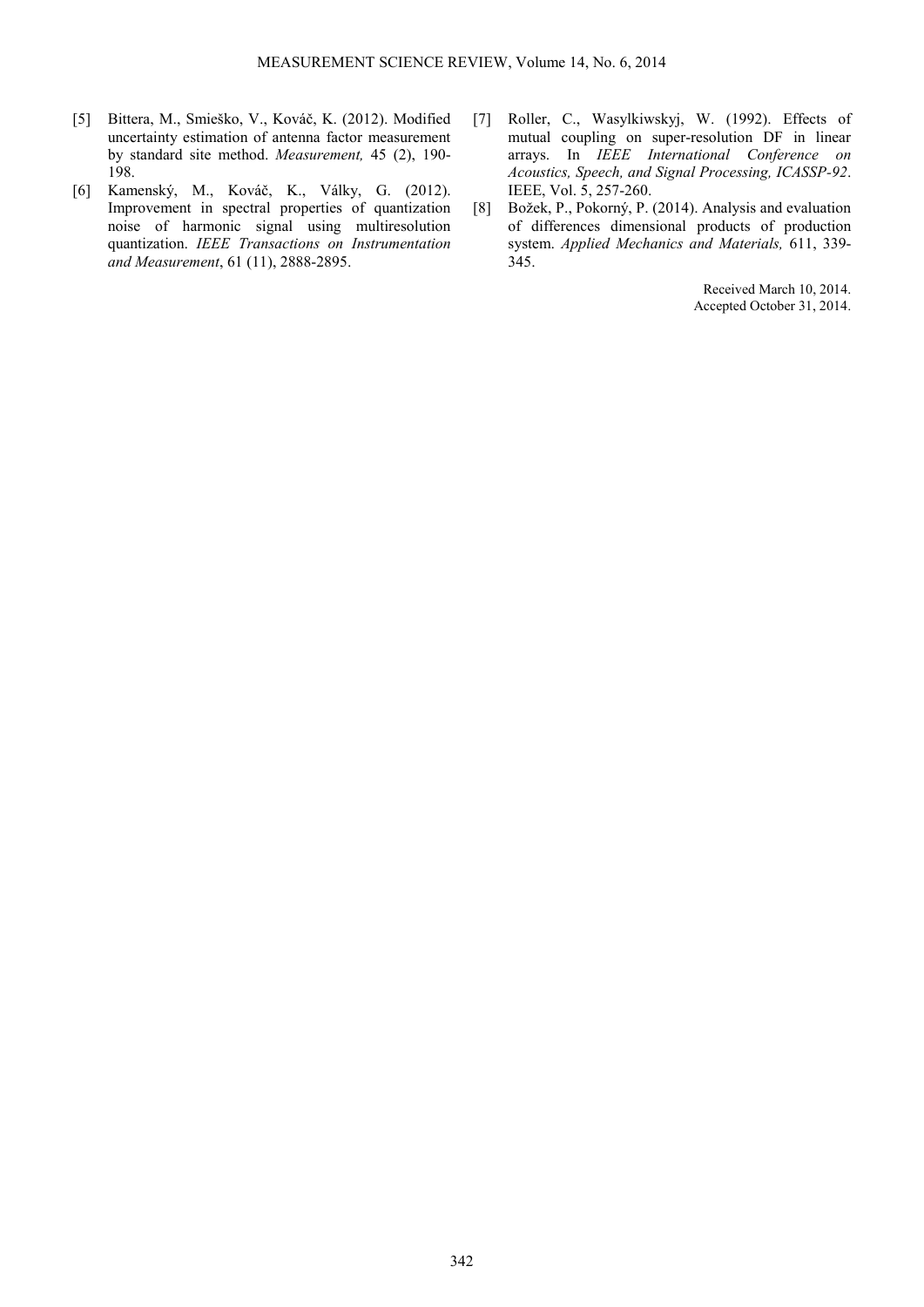[5] Bittera, M., Smieško, V., Kováč, K. (2012). Modified uncertainty estimation of antenna factor measurement by standard site method. *Measurement,* 45 (2), 190-198.

[6] Kamenský, M., Kováč, K., Války, G. (2012). Improvement in spectral properties of quantization noise of harmonic signal using multiresolution quantization. *IEEE Transactions on Instrumentation and Measurement*, 61 (11), 2888-2895.

[7] Roller, C., Wasylkiwskyj, W. (1992). Effects of mutual coupling on super-resolution DF in linear arrays. In *IEEE International Conference on Acoustics, Speech, and Signal Processing, ICASSP-92*. IEEE, Vol. 5, 257-260.

[8] Božek, P., Pokorný, P. (2014). Analysis and evaluation of differences dimensional products of production system. *Applied Mechanics and Materials,* 611, 339-345.

Received March 10, 2014.
Accepted October 31, 2014.